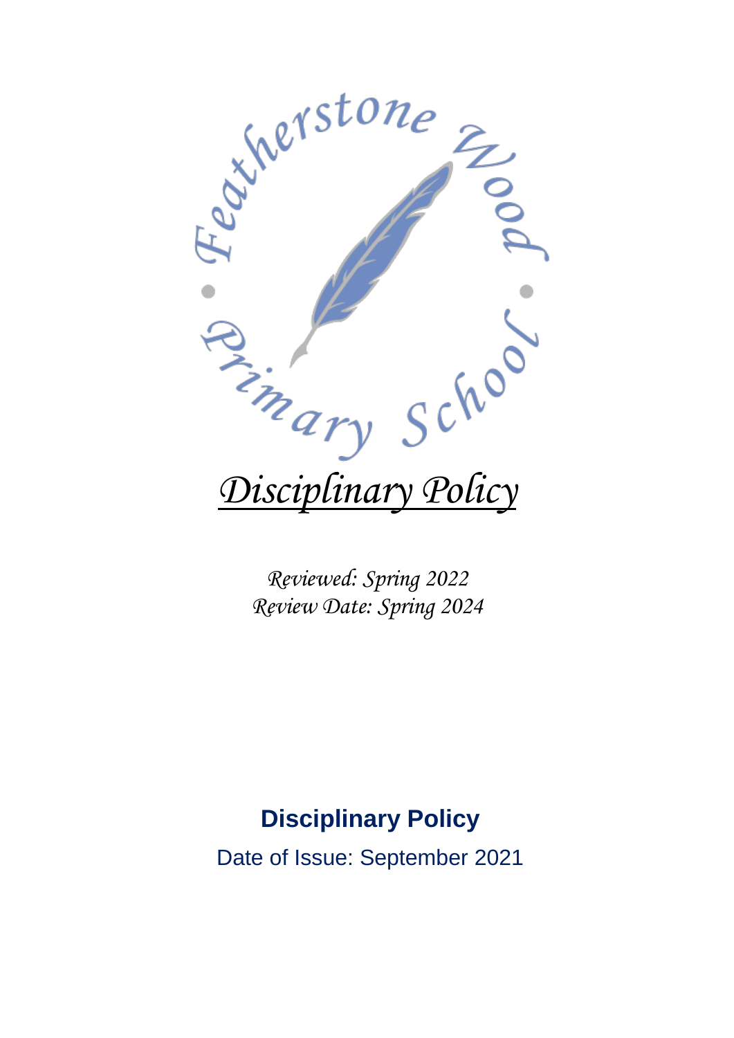Featherstone Wood Primary School

# *Disciplinary Policy*

*Reviewed: Spring 2022*
*Review Date: Spring 2024*

## Disciplinary Policy

Date of Issue: September 2021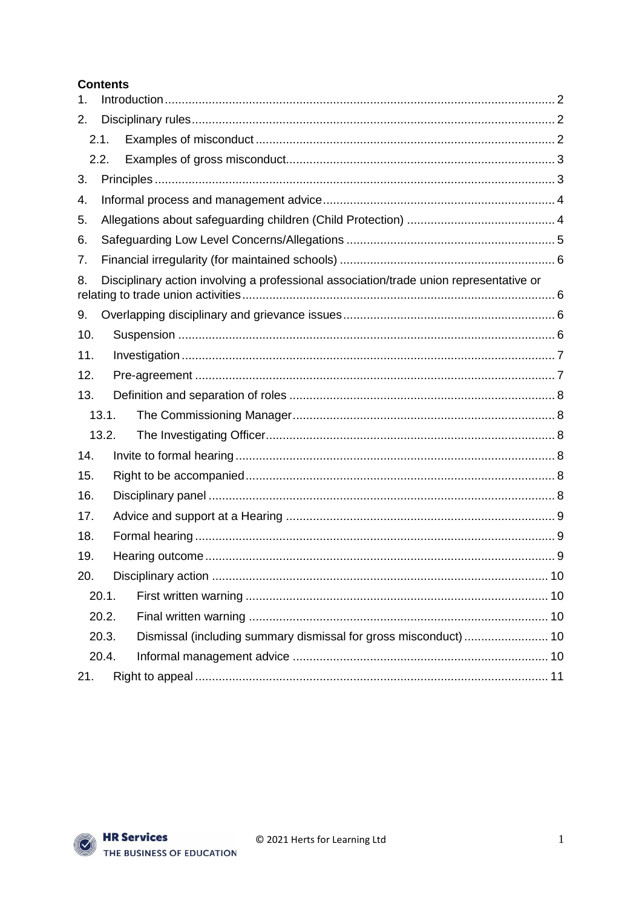**Contents**

1. Introduction ..... 2
2. Disciplinary rules ..... 2
   - 2.1. Examples of misconduct ..... 2
   - 2.2. Examples of gross misconduct ..... 3
3. Principles ..... 3
4. Informal process and management advice ..... 4
5. Allegations about safeguarding children (Child Protection) ..... 4
6. Safeguarding Low Level Concerns/Allegations ..... 5
7. Financial irregularity (for maintained schools) ..... 6
8. Disciplinary action involving a professional association/trade union representative or relating to trade union activities ..... 6
9. Overlapping disciplinary and grievance issues ..... 6
10. Suspension ..... 6
11. Investigation ..... 7
12. Pre-agreement ..... 7
13. Definition and separation of roles ..... 8
    - 13.1. The Commissioning Manager ..... 8
    - 13.2. The Investigating Officer ..... 8
14. Invite to formal hearing ..... 8
15. Right to be accompanied ..... 8
16. Disciplinary panel ..... 8
17. Advice and support at a Hearing ..... 9
18. Formal hearing ..... 9
19. Hearing outcome ..... 9
20. Disciplinary action ..... 10
    - 20.1. First written warning ..... 10
    - 20.2. Final written warning ..... 10
    - 20.3. Dismissal (including summary dismissal for gross misconduct) ..... 10
    - 20.4. Informal management advice ..... 10
21. Right to appeal ..... 11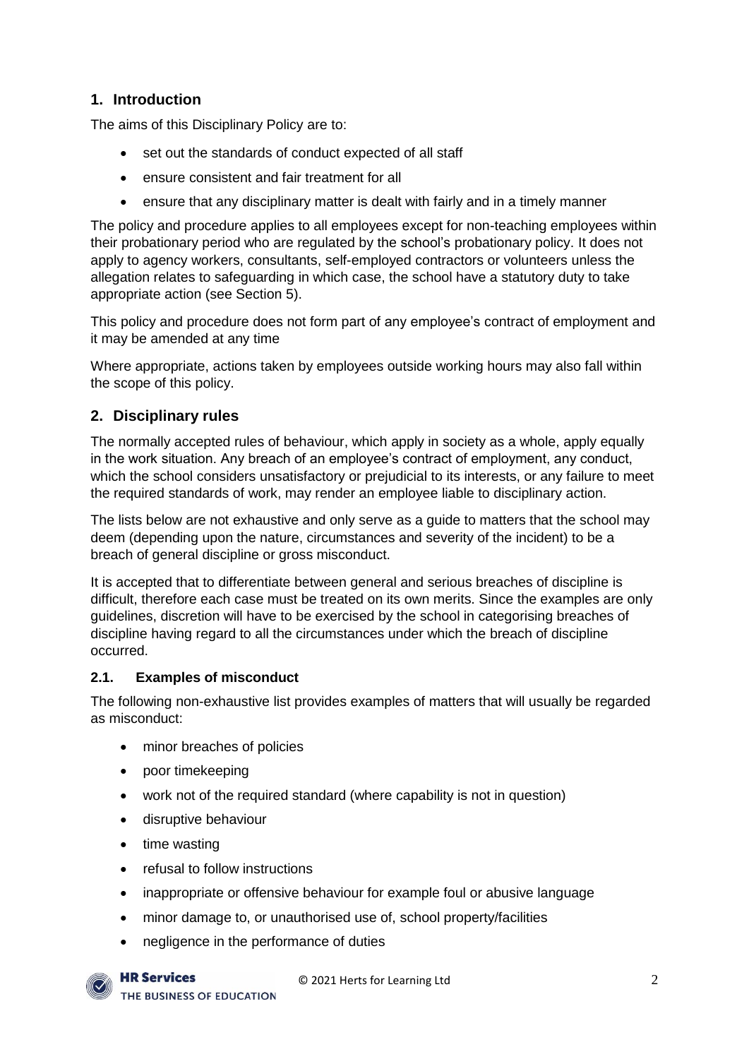## 1. Introduction

The aims of this Disciplinary Policy are to:

- set out the standards of conduct expected of all staff
- ensure consistent and fair treatment for all
- ensure that any disciplinary matter is dealt with fairly and in a timely manner

The policy and procedure applies to all employees except for non-teaching employees within their probationary period who are regulated by the school's probationary policy. It does not apply to agency workers, consultants, self-employed contractors or volunteers unless the allegation relates to safeguarding in which case, the school have a statutory duty to take appropriate action (see Section 5).

This policy and procedure does not form part of any employee's contract of employment and it may be amended at any time

Where appropriate, actions taken by employees outside working hours may also fall within the scope of this policy.

## 2. Disciplinary rules

The normally accepted rules of behaviour, which apply in society as a whole, apply equally in the work situation. Any breach of an employee's contract of employment, any conduct, which the school considers unsatisfactory or prejudicial to its interests, or any failure to meet the required standards of work, may render an employee liable to disciplinary action.

The lists below are not exhaustive and only serve as a guide to matters that the school may deem (depending upon the nature, circumstances and severity of the incident) to be a breach of general discipline or gross misconduct.

It is accepted that to differentiate between general and serious breaches of discipline is difficult, therefore each case must be treated on its own merits. Since the examples are only guidelines, discretion will have to be exercised by the school in categorising breaches of discipline having regard to all the circumstances under which the breach of discipline occurred.

### 2.1. Examples of misconduct

The following non-exhaustive list provides examples of matters that will usually be regarded as misconduct:

- minor breaches of policies
- poor timekeeping
- work not of the required standard (where capability is not in question)
- disruptive behaviour
- time wasting
- refusal to follow instructions
- inappropriate or offensive behaviour for example foul or abusive language
- minor damage to, or unauthorised use of, school property/facilities
- negligence in the performance of duties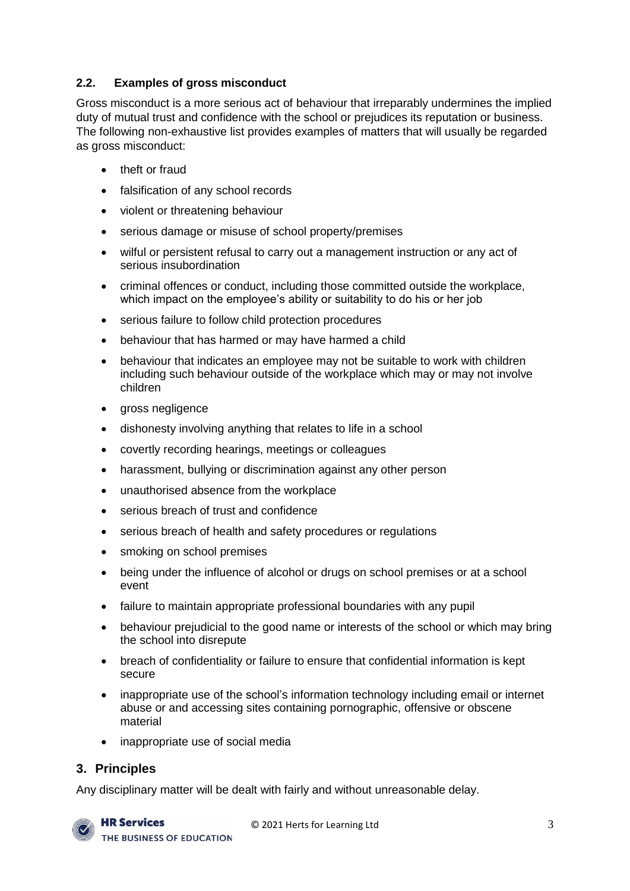### 2.2. Examples of gross misconduct

Gross misconduct is a more serious act of behaviour that irreparably undermines the implied duty of mutual trust and confidence with the school or prejudices its reputation or business. The following non-exhaustive list provides examples of matters that will usually be regarded as gross misconduct:

- theft or fraud
- falsification of any school records
- violent or threatening behaviour
- serious damage or misuse of school property/premises
- wilful or persistent refusal to carry out a management instruction or any act of serious insubordination
- criminal offences or conduct, including those committed outside the workplace, which impact on the employee's ability or suitability to do his or her job
- serious failure to follow child protection procedures
- behaviour that has harmed or may have harmed a child
- behaviour that indicates an employee may not be suitable to work with children including such behaviour outside of the workplace which may or may not involve children
- gross negligence
- dishonesty involving anything that relates to life in a school
- covertly recording hearings, meetings or colleagues
- harassment, bullying or discrimination against any other person
- unauthorised absence from the workplace
- serious breach of trust and confidence
- serious breach of health and safety procedures or regulations
- smoking on school premises
- being under the influence of alcohol or drugs on school premises or at a school event
- failure to maintain appropriate professional boundaries with any pupil
- behaviour prejudicial to the good name or interests of the school or which may bring the school into disrepute
- breach of confidentiality or failure to ensure that confidential information is kept secure
- inappropriate use of the school's information technology including email or internet abuse or and accessing sites containing pornographic, offensive or obscene material
- inappropriate use of social media

## 3. Principles

Any disciplinary matter will be dealt with fairly and without unreasonable delay.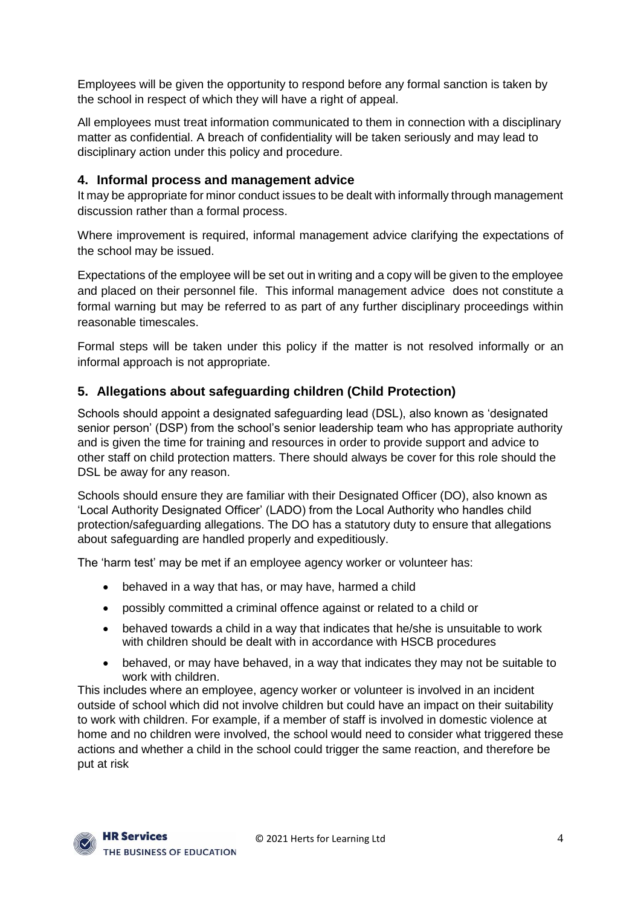Employees will be given the opportunity to respond before any formal sanction is taken by the school in respect of which they will have a right of appeal.

All employees must treat information communicated to them in connection with a disciplinary matter as confidential. A breach of confidentiality will be taken seriously and may lead to disciplinary action under this policy and procedure.

## 4. Informal process and management advice

It may be appropriate for minor conduct issues to be dealt with informally through management discussion rather than a formal process.

Where improvement is required, informal management advice clarifying the expectations of the school may be issued.

Expectations of the employee will be set out in writing and a copy will be given to the employee and placed on their personnel file. This informal management advice does not constitute a formal warning but may be referred to as part of any further disciplinary proceedings within reasonable timescales.

Formal steps will be taken under this policy if the matter is not resolved informally or an informal approach is not appropriate.

## 5. Allegations about safeguarding children (Child Protection)

Schools should appoint a designated safeguarding lead (DSL), also known as 'designated senior person' (DSP) from the school's senior leadership team who has appropriate authority and is given the time for training and resources in order to provide support and advice to other staff on child protection matters. There should always be cover for this role should the DSL be away for any reason.

Schools should ensure they are familiar with their Designated Officer (DO), also known as 'Local Authority Designated Officer' (LADO) from the Local Authority who handles child protection/safeguarding allegations. The DO has a statutory duty to ensure that allegations about safeguarding are handled properly and expeditiously.

The 'harm test' may be met if an employee agency worker or volunteer has:

- behaved in a way that has, or may have, harmed a child
- possibly committed a criminal offence against or related to a child or
- behaved towards a child in a way that indicates that he/she is unsuitable to work with children should be dealt with in accordance with HSCB procedures
- behaved, or may have behaved, in a way that indicates they may not be suitable to work with children.

This includes where an employee, agency worker or volunteer is involved in an incident outside of school which did not involve children but could have an impact on their suitability to work with children. For example, if a member of staff is involved in domestic violence at home and no children were involved, the school would need to consider what triggered these actions and whether a child in the school could trigger the same reaction, and therefore be put at risk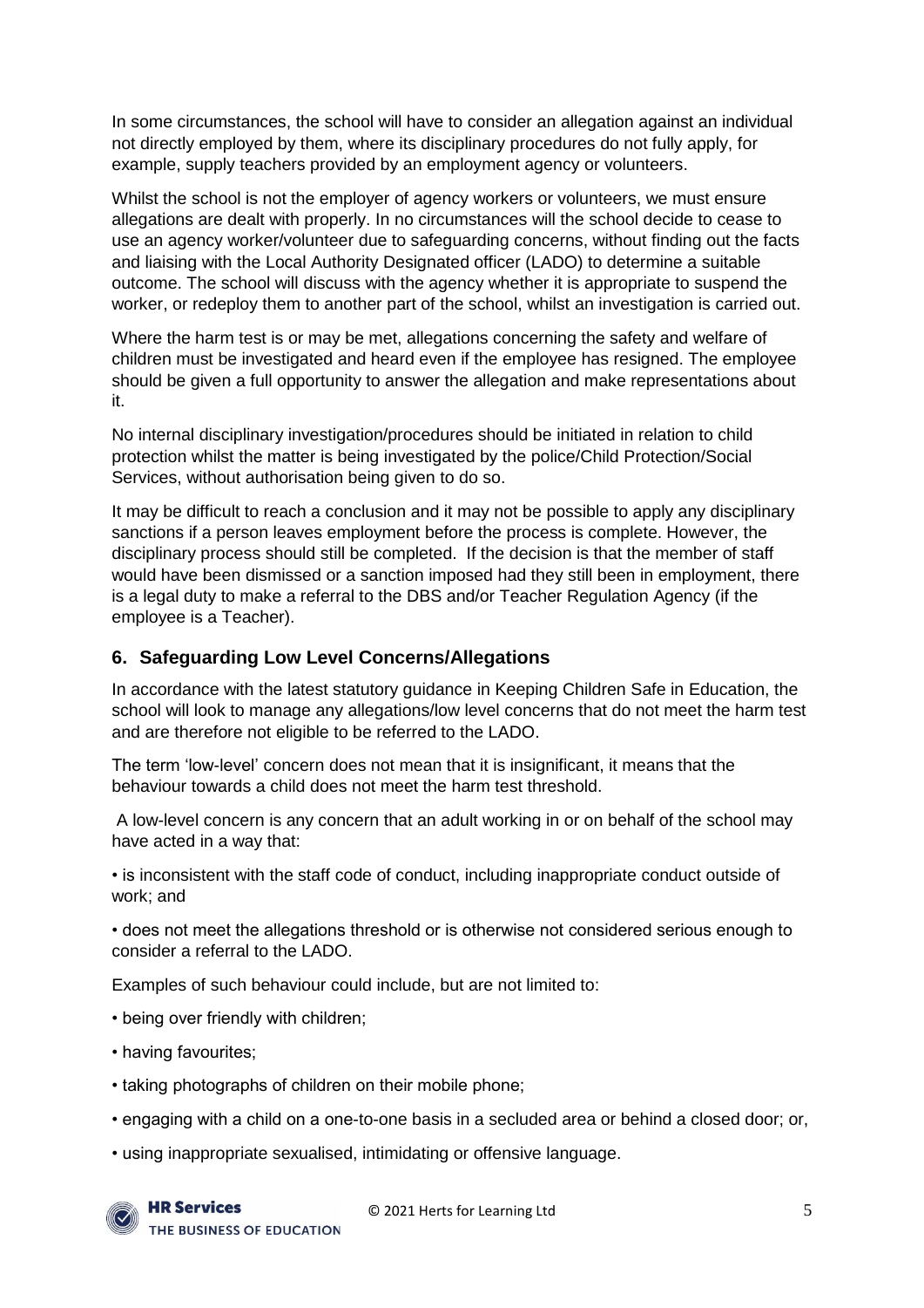In some circumstances, the school will have to consider an allegation against an individual not directly employed by them, where its disciplinary procedures do not fully apply, for example, supply teachers provided by an employment agency or volunteers.

Whilst the school is not the employer of agency workers or volunteers, we must ensure allegations are dealt with properly. In no circumstances will the school decide to cease to use an agency worker/volunteer due to safeguarding concerns, without finding out the facts and liaising with the Local Authority Designated officer (LADO) to determine a suitable outcome. The school will discuss with the agency whether it is appropriate to suspend the worker, or redeploy them to another part of the school, whilst an investigation is carried out.

Where the harm test is or may be met, allegations concerning the safety and welfare of children must be investigated and heard even if the employee has resigned. The employee should be given a full opportunity to answer the allegation and make representations about it.

No internal disciplinary investigation/procedures should be initiated in relation to child protection whilst the matter is being investigated by the police/Child Protection/Social Services, without authorisation being given to do so.

It may be difficult to reach a conclusion and it may not be possible to apply any disciplinary sanctions if a person leaves employment before the process is complete. However, the disciplinary process should still be completed. If the decision is that the member of staff would have been dismissed or a sanction imposed had they still been in employment, there is a legal duty to make a referral to the DBS and/or Teacher Regulation Agency (if the employee is a Teacher).

## 6. Safeguarding Low Level Concerns/Allegations

In accordance with the latest statutory guidance in Keeping Children Safe in Education, the school will look to manage any allegations/low level concerns that do not meet the harm test and are therefore not eligible to be referred to the LADO.

The term 'low-level' concern does not mean that it is insignificant, it means that the behaviour towards a child does not meet the harm test threshold.

A low-level concern is any concern that an adult working in or on behalf of the school may have acted in a way that:

- is inconsistent with the staff code of conduct, including inappropriate conduct outside of work; and
- does not meet the allegations threshold or is otherwise not considered serious enough to consider a referral to the LADO.

Examples of such behaviour could include, but are not limited to:

- being over friendly with children;
- having favourites;
- taking photographs of children on their mobile phone;
- engaging with a child on a one-to-one basis in a secluded area or behind a closed door; or,
- using inappropriate sexualised, intimidating or offensive language.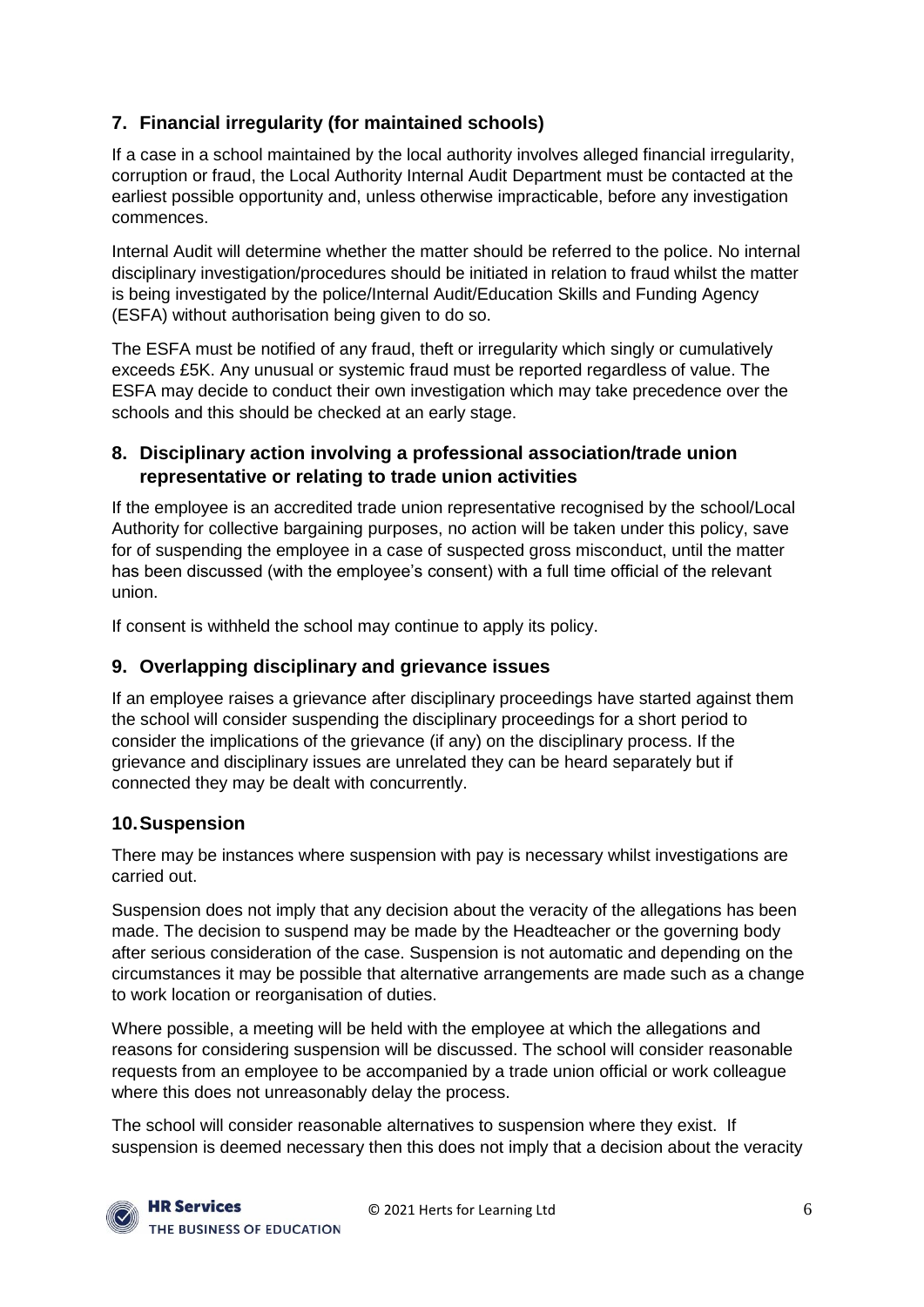## 7. Financial irregularity (for maintained schools)

If a case in a school maintained by the local authority involves alleged financial irregularity, corruption or fraud, the Local Authority Internal Audit Department must be contacted at the earliest possible opportunity and, unless otherwise impracticable, before any investigation commences.

Internal Audit will determine whether the matter should be referred to the police. No internal disciplinary investigation/procedures should be initiated in relation to fraud whilst the matter is being investigated by the police/Internal Audit/Education Skills and Funding Agency (ESFA) without authorisation being given to do so.

The ESFA must be notified of any fraud, theft or irregularity which singly or cumulatively exceeds £5K. Any unusual or systemic fraud must be reported regardless of value. The ESFA may decide to conduct their own investigation which may take precedence over the schools and this should be checked at an early stage.

## 8. Disciplinary action involving a professional association/trade union representative or relating to trade union activities

If the employee is an accredited trade union representative recognised by the school/Local Authority for collective bargaining purposes, no action will be taken under this policy, save for of suspending the employee in a case of suspected gross misconduct, until the matter has been discussed (with the employee's consent) with a full time official of the relevant union.

If consent is withheld the school may continue to apply its policy.

## 9. Overlapping disciplinary and grievance issues

If an employee raises a grievance after disciplinary proceedings have started against them the school will consider suspending the disciplinary proceedings for a short period to consider the implications of the grievance (if any) on the disciplinary process. If the grievance and disciplinary issues are unrelated they can be heard separately but if connected they may be dealt with concurrently.

## 10. Suspension

There may be instances where suspension with pay is necessary whilst investigations are carried out.

Suspension does not imply that any decision about the veracity of the allegations has been made. The decision to suspend may be made by the Headteacher or the governing body after serious consideration of the case. Suspension is not automatic and depending on the circumstances it may be possible that alternative arrangements are made such as a change to work location or reorganisation of duties.

Where possible, a meeting will be held with the employee at which the allegations and reasons for considering suspension will be discussed. The school will consider reasonable requests from an employee to be accompanied by a trade union official or work colleague where this does not unreasonably delay the process.

The school will consider reasonable alternatives to suspension where they exist. If suspension is deemed necessary then this does not imply that a decision about the veracity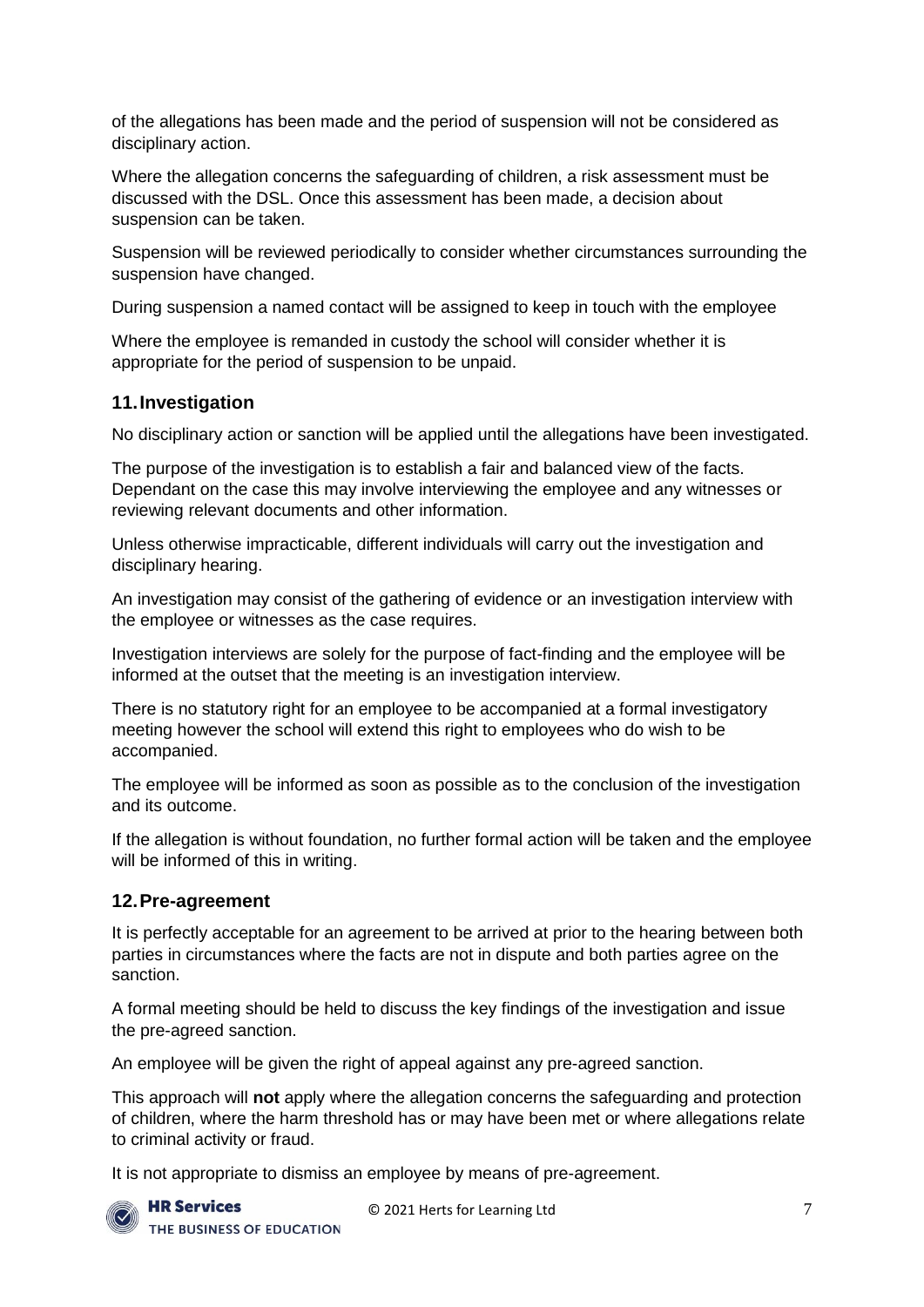of the allegations has been made and the period of suspension will not be considered as disciplinary action.

Where the allegation concerns the safeguarding of children, a risk assessment must be discussed with the DSL. Once this assessment has been made, a decision about suspension can be taken.

Suspension will be reviewed periodically to consider whether circumstances surrounding the suspension have changed.

During suspension a named contact will be assigned to keep in touch with the employee

Where the employee is remanded in custody the school will consider whether it is appropriate for the period of suspension to be unpaid.

## 11. Investigation

No disciplinary action or sanction will be applied until the allegations have been investigated.

The purpose of the investigation is to establish a fair and balanced view of the facts. Dependant on the case this may involve interviewing the employee and any witnesses or reviewing relevant documents and other information.

Unless otherwise impracticable, different individuals will carry out the investigation and disciplinary hearing.

An investigation may consist of the gathering of evidence or an investigation interview with the employee or witnesses as the case requires.

Investigation interviews are solely for the purpose of fact-finding and the employee will be informed at the outset that the meeting is an investigation interview.

There is no statutory right for an employee to be accompanied at a formal investigatory meeting however the school will extend this right to employees who do wish to be accompanied.

The employee will be informed as soon as possible as to the conclusion of the investigation and its outcome.

If the allegation is without foundation, no further formal action will be taken and the employee will be informed of this in writing.

## 12. Pre-agreement

It is perfectly acceptable for an agreement to be arrived at prior to the hearing between both parties in circumstances where the facts are not in dispute and both parties agree on the sanction.

A formal meeting should be held to discuss the key findings of the investigation and issue the pre-agreed sanction.

An employee will be given the right of appeal against any pre-agreed sanction.

This approach will **not** apply where the allegation concerns the safeguarding and protection of children, where the harm threshold has or may have been met or where allegations relate to criminal activity or fraud.

It is not appropriate to dismiss an employee by means of pre-agreement.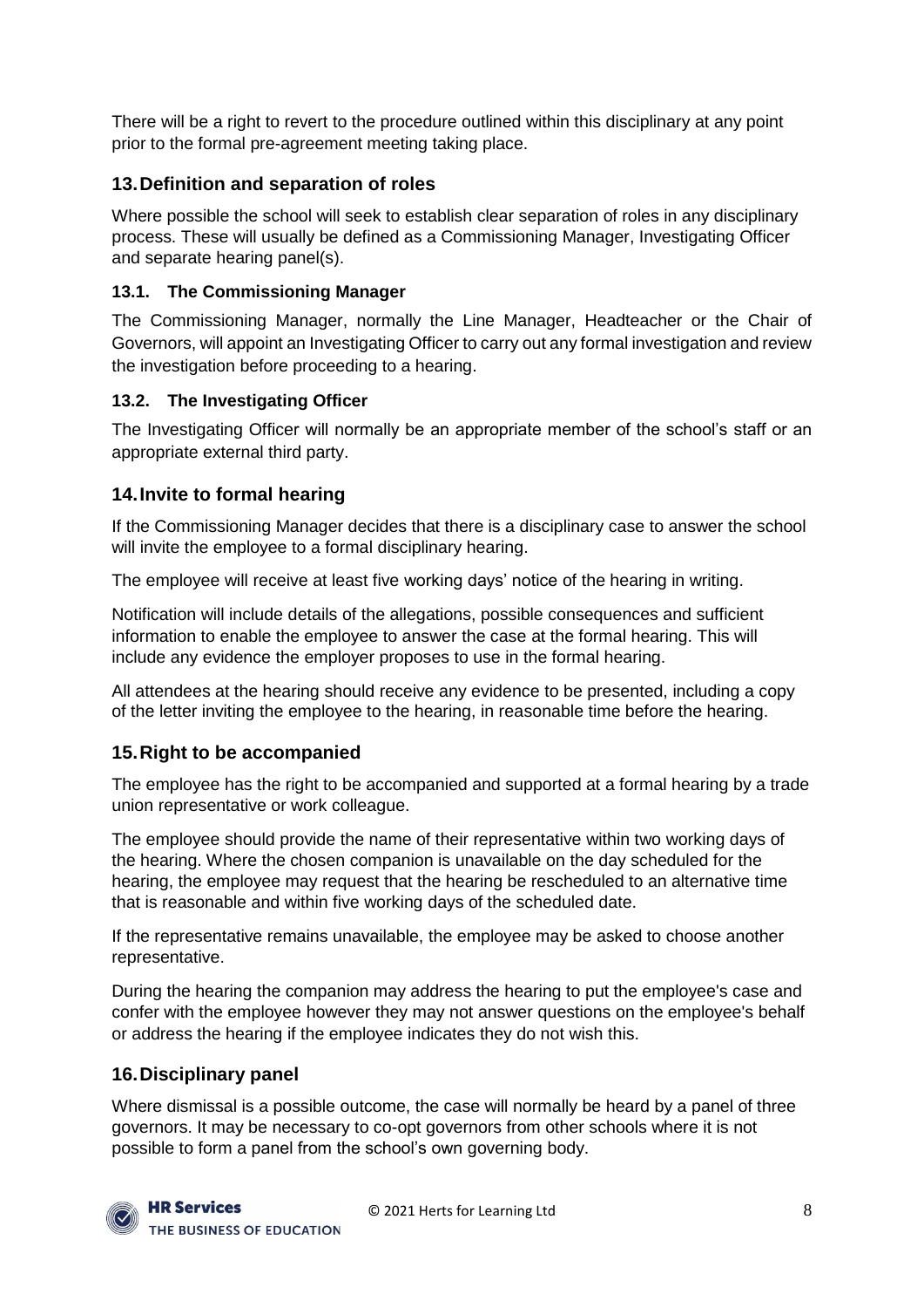There will be a right to revert to the procedure outlined within this disciplinary at any point prior to the formal pre-agreement meeting taking place.

## 13. Definition and separation of roles

Where possible the school will seek to establish clear separation of roles in any disciplinary process. These will usually be defined as a Commissioning Manager, Investigating Officer and separate hearing panel(s).

### 13.1. The Commissioning Manager

The Commissioning Manager, normally the Line Manager, Headteacher or the Chair of Governors, will appoint an Investigating Officer to carry out any formal investigation and review the investigation before proceeding to a hearing.

### 13.2. The Investigating Officer

The Investigating Officer will normally be an appropriate member of the school's staff or an appropriate external third party.

## 14. Invite to formal hearing

If the Commissioning Manager decides that there is a disciplinary case to answer the school will invite the employee to a formal disciplinary hearing.

The employee will receive at least five working days' notice of the hearing in writing.

Notification will include details of the allegations, possible consequences and sufficient information to enable the employee to answer the case at the formal hearing. This will include any evidence the employer proposes to use in the formal hearing.

All attendees at the hearing should receive any evidence to be presented, including a copy of the letter inviting the employee to the hearing, in reasonable time before the hearing.

## 15. Right to be accompanied

The employee has the right to be accompanied and supported at a formal hearing by a trade union representative or work colleague.

The employee should provide the name of their representative within two working days of the hearing. Where the chosen companion is unavailable on the day scheduled for the hearing, the employee may request that the hearing be rescheduled to an alternative time that is reasonable and within five working days of the scheduled date.

If the representative remains unavailable, the employee may be asked to choose another representative.

During the hearing the companion may address the hearing to put the employee's case and confer with the employee however they may not answer questions on the employee's behalf or address the hearing if the employee indicates they do not wish this.

## 16. Disciplinary panel

Where dismissal is a possible outcome, the case will normally be heard by a panel of three governors. It may be necessary to co-opt governors from other schools where it is not possible to form a panel from the school's own governing body.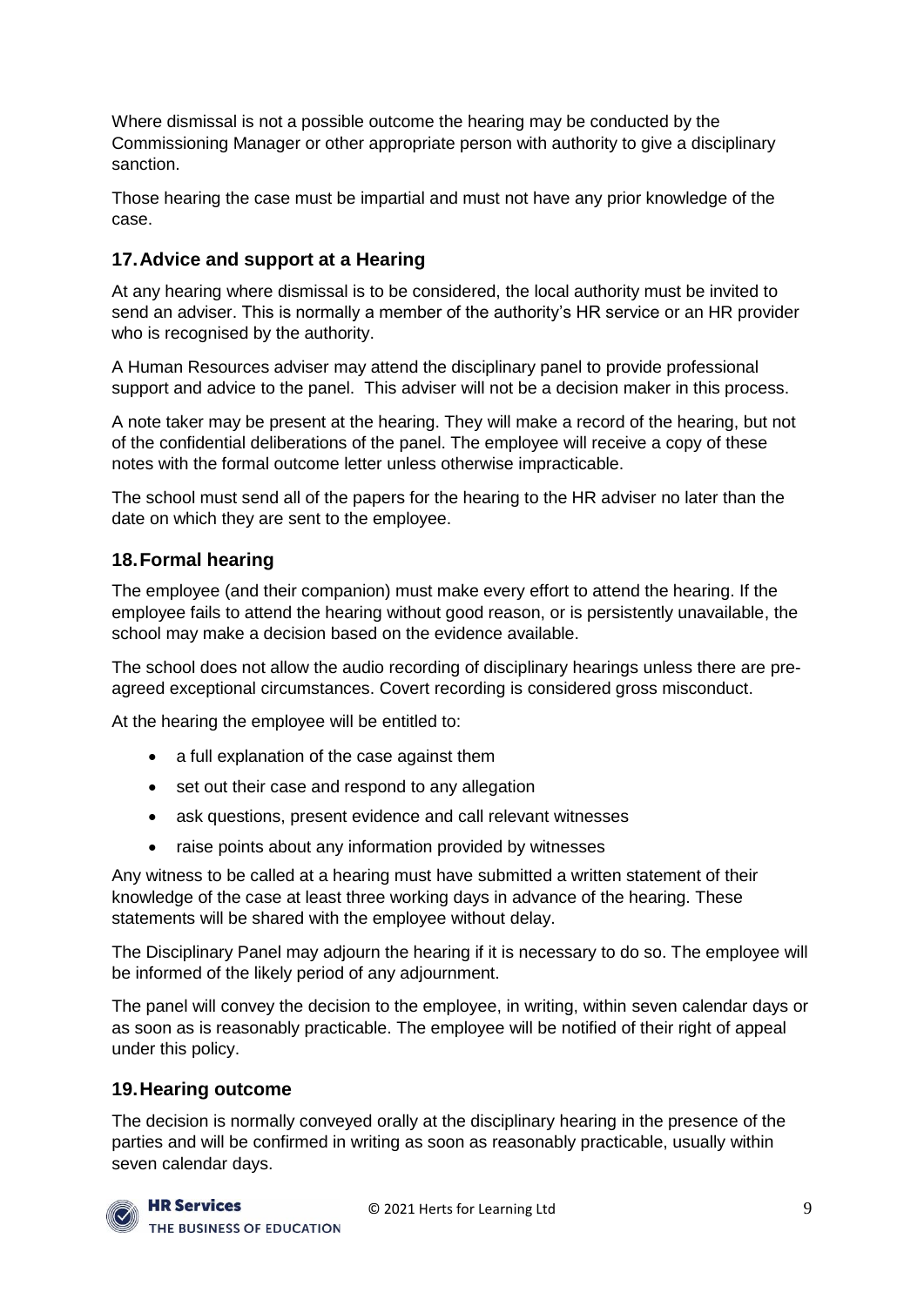Where dismissal is not a possible outcome the hearing may be conducted by the Commissioning Manager or other appropriate person with authority to give a disciplinary sanction.

Those hearing the case must be impartial and must not have any prior knowledge of the case.

## 17. Advice and support at a Hearing

At any hearing where dismissal is to be considered, the local authority must be invited to send an adviser. This is normally a member of the authority's HR service or an HR provider who is recognised by the authority.

A Human Resources adviser may attend the disciplinary panel to provide professional support and advice to the panel. This adviser will not be a decision maker in this process.

A note taker may be present at the hearing. They will make a record of the hearing, but not of the confidential deliberations of the panel. The employee will receive a copy of these notes with the formal outcome letter unless otherwise impracticable.

The school must send all of the papers for the hearing to the HR adviser no later than the date on which they are sent to the employee.

## 18. Formal hearing

The employee (and their companion) must make every effort to attend the hearing. If the employee fails to attend the hearing without good reason, or is persistently unavailable, the school may make a decision based on the evidence available.

The school does not allow the audio recording of disciplinary hearings unless there are pre-agreed exceptional circumstances. Covert recording is considered gross misconduct.

At the hearing the employee will be entitled to:

- a full explanation of the case against them
- set out their case and respond to any allegation
- ask questions, present evidence and call relevant witnesses
- raise points about any information provided by witnesses

Any witness to be called at a hearing must have submitted a written statement of their knowledge of the case at least three working days in advance of the hearing. These statements will be shared with the employee without delay.

The Disciplinary Panel may adjourn the hearing if it is necessary to do so. The employee will be informed of the likely period of any adjournment.

The panel will convey the decision to the employee, in writing, within seven calendar days or as soon as is reasonably practicable. The employee will be notified of their right of appeal under this policy.

## 19. Hearing outcome

The decision is normally conveyed orally at the disciplinary hearing in the presence of the parties and will be confirmed in writing as soon as reasonably practicable, usually within seven calendar days.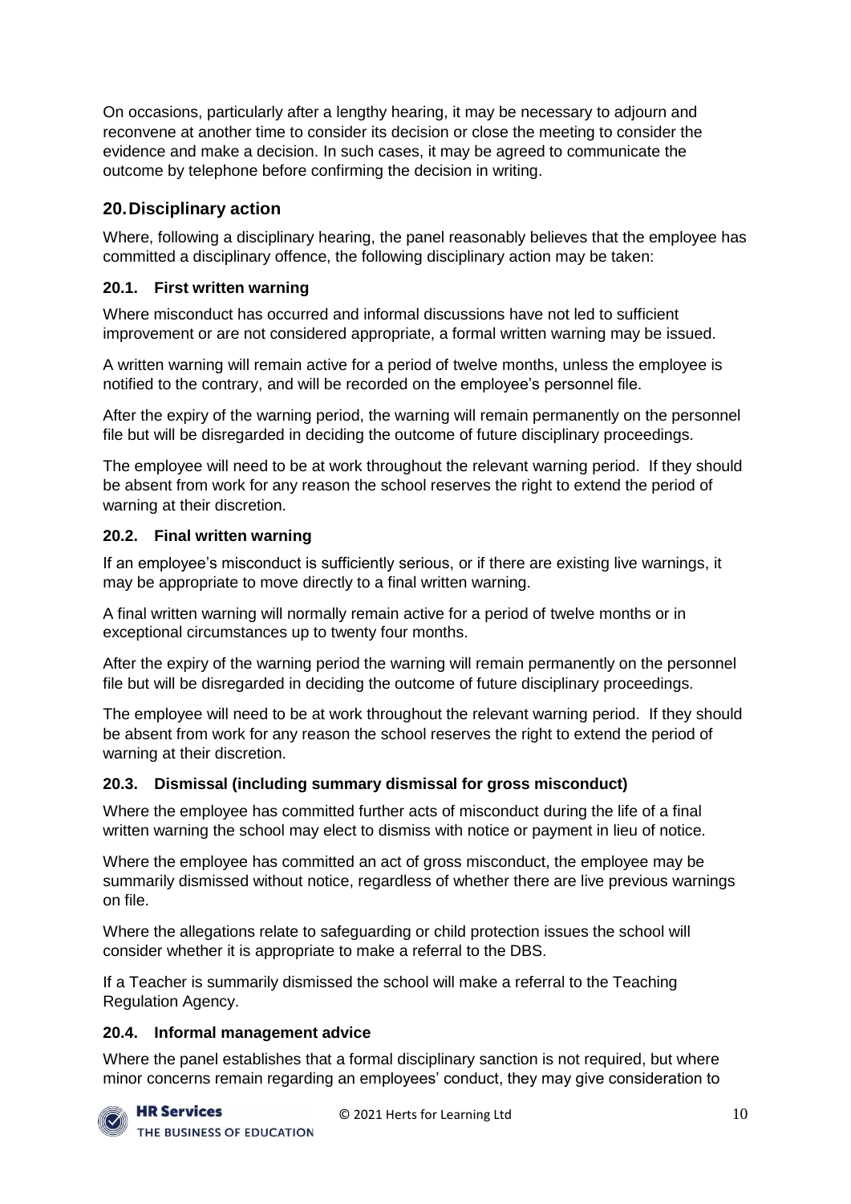On occasions, particularly after a lengthy hearing, it may be necessary to adjourn and reconvene at another time to consider its decision or close the meeting to consider the evidence and make a decision. In such cases, it may be agreed to communicate the outcome by telephone before confirming the decision in writing.

## 20. Disciplinary action

Where, following a disciplinary hearing, the panel reasonably believes that the employee has committed a disciplinary offence, the following disciplinary action may be taken:

### 20.1. First written warning

Where misconduct has occurred and informal discussions have not led to sufficient improvement or are not considered appropriate, a formal written warning may be issued.

A written warning will remain active for a period of twelve months, unless the employee is notified to the contrary, and will be recorded on the employee's personnel file.

After the expiry of the warning period, the warning will remain permanently on the personnel file but will be disregarded in deciding the outcome of future disciplinary proceedings.

The employee will need to be at work throughout the relevant warning period. If they should be absent from work for any reason the school reserves the right to extend the period of warning at their discretion.

### 20.2. Final written warning

If an employee's misconduct is sufficiently serious, or if there are existing live warnings, it may be appropriate to move directly to a final written warning.

A final written warning will normally remain active for a period of twelve months or in exceptional circumstances up to twenty four months.

After the expiry of the warning period the warning will remain permanently on the personnel file but will be disregarded in deciding the outcome of future disciplinary proceedings.

The employee will need to be at work throughout the relevant warning period. If they should be absent from work for any reason the school reserves the right to extend the period of warning at their discretion.

### 20.3. Dismissal (including summary dismissal for gross misconduct)

Where the employee has committed further acts of misconduct during the life of a final written warning the school may elect to dismiss with notice or payment in lieu of notice.

Where the employee has committed an act of gross misconduct, the employee may be summarily dismissed without notice, regardless of whether there are live previous warnings on file.

Where the allegations relate to safeguarding or child protection issues the school will consider whether it is appropriate to make a referral to the DBS.

If a Teacher is summarily dismissed the school will make a referral to the Teaching Regulation Agency.

### 20.4. Informal management advice

Where the panel establishes that a formal disciplinary sanction is not required, but where minor concerns remain regarding an employees' conduct, they may give consideration to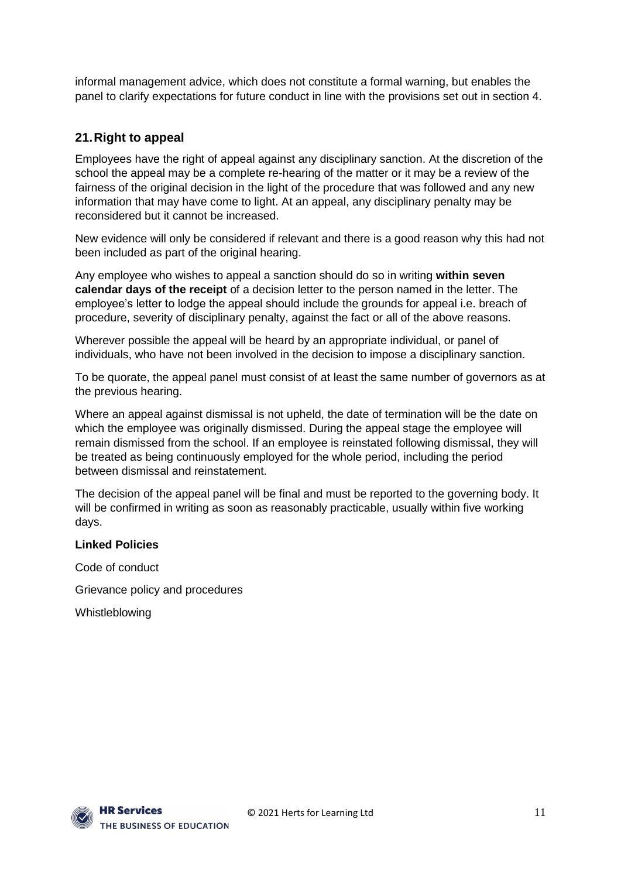informal management advice, which does not constitute a formal warning, but enables the panel to clarify expectations for future conduct in line with the provisions set out in section 4.

## 21. Right to appeal

Employees have the right of appeal against any disciplinary sanction. At the discretion of the school the appeal may be a complete re-hearing of the matter or it may be a review of the fairness of the original decision in the light of the procedure that was followed and any new information that may have come to light. At an appeal, any disciplinary penalty may be reconsidered but it cannot be increased.

New evidence will only be considered if relevant and there is a good reason why this had not been included as part of the original hearing.

Any employee who wishes to appeal a sanction should do so in writing **within seven calendar days of the receipt** of a decision letter to the person named in the letter. The employee's letter to lodge the appeal should include the grounds for appeal i.e. breach of procedure, severity of disciplinary penalty, against the fact or all of the above reasons.

Wherever possible the appeal will be heard by an appropriate individual, or panel of individuals, who have not been involved in the decision to impose a disciplinary sanction.

To be quorate, the appeal panel must consist of at least the same number of governors as at the previous hearing.

Where an appeal against dismissal is not upheld, the date of termination will be the date on which the employee was originally dismissed. During the appeal stage the employee will remain dismissed from the school. If an employee is reinstated following dismissal, they will be treated as being continuously employed for the whole period, including the period between dismissal and reinstatement.

The decision of the appeal panel will be final and must be reported to the governing body. It will be confirmed in writing as soon as reasonably practicable, usually within five working days.

**Linked Policies**

Code of conduct

Grievance policy and procedures

Whistleblowing